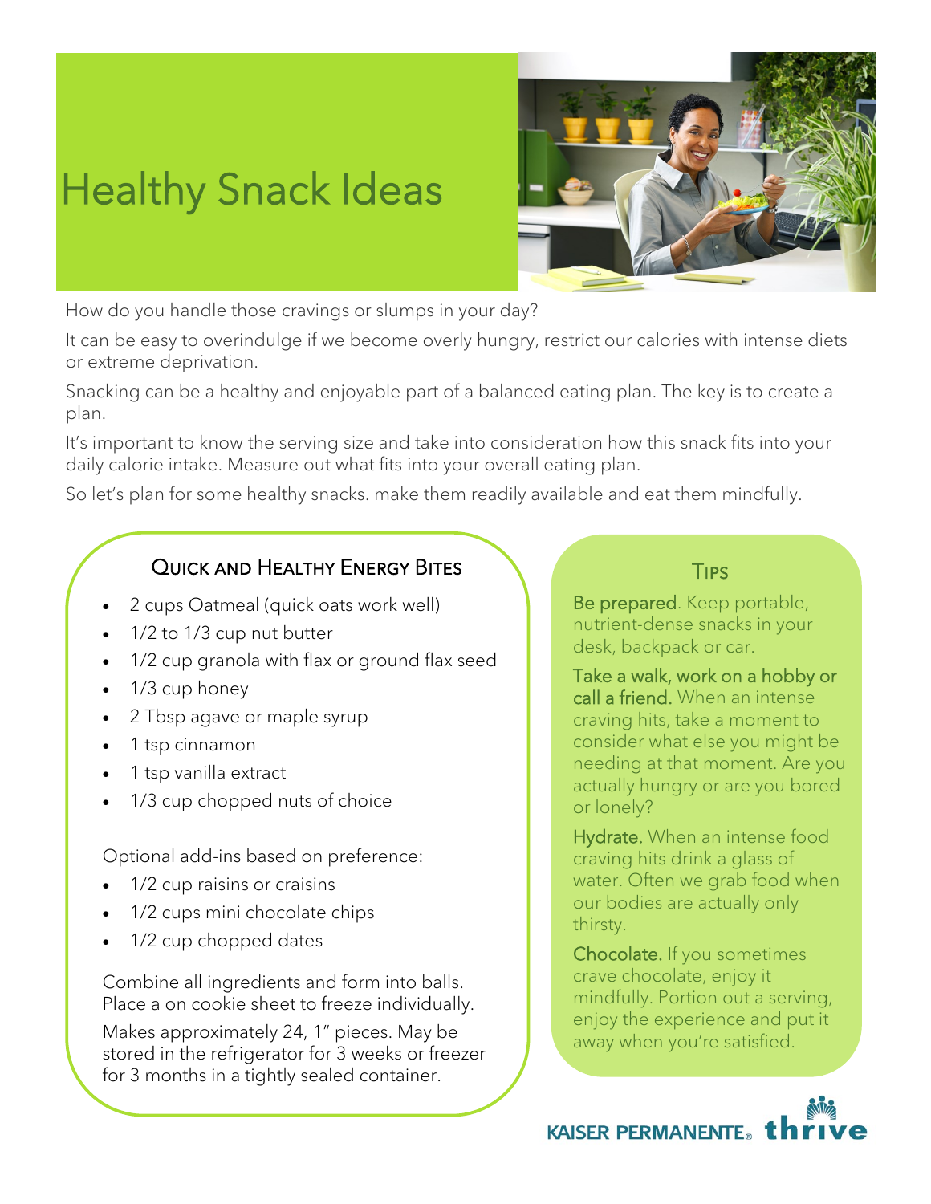# Healthy Snack Ideas

How do you handle those cravings or slumps in your day?

It can be easy to overindulge if we become overly hungry, restrict our calories with intense diets or extreme deprivation.

Snacking can be a healthy and enjoyable part of a balanced eating plan. The key is to create a plan.

It's important to know the serving size and take into consideration how this snack fits into your daily calorie intake. Measure out what fits into your overall eating plan.

So let's plan for some healthy snacks. make them readily available and eat them mindfully.

## Quick and Healthy Energy Bites

- 2 cups Oatmeal (quick oats work well)
- 1/2 to 1/3 cup nut butter
- 1/2 cup granola with flax or ground flax seed
- 1/3 cup honey
- 2 Tbsp agave or maple syrup
- 1 tsp cinnamon
- 1 tsp vanilla extract
- 1/3 cup chopped nuts of choice

Optional add-ins based on preference:

- 1/2 cup raisins or craisins
- 1/2 cups mini chocolate chips
- 1/2 cup chopped dates

Combine all ingredients and form into balls. Place a on cookie sheet to freeze individually.

Makes approximately 24, 1" pieces. May be stored in the refrigerator for 3 weeks or freezer for 3 months in a tightly sealed container.

## Tips

**Be prepared**. Keep portable, nutrient-dense snacks in your desk, backpack or car.

**Take a walk, work on a hobby or call a friend.** When an intense craving hits, take a moment to consider what else you might be needing at that moment. Are you actually hungry or are you bored or lonely?

**Hydrate.** When an intense food craving hits drink a glass of water. Often we grab food when our bodies are actually only thirsty.

**Chocolate.** If you sometimes crave chocolate, enjoy it mindfully. Portion out a serving, enjoy the experience and put it away when you're satisfied.

KAISER PERMANENTE® thrive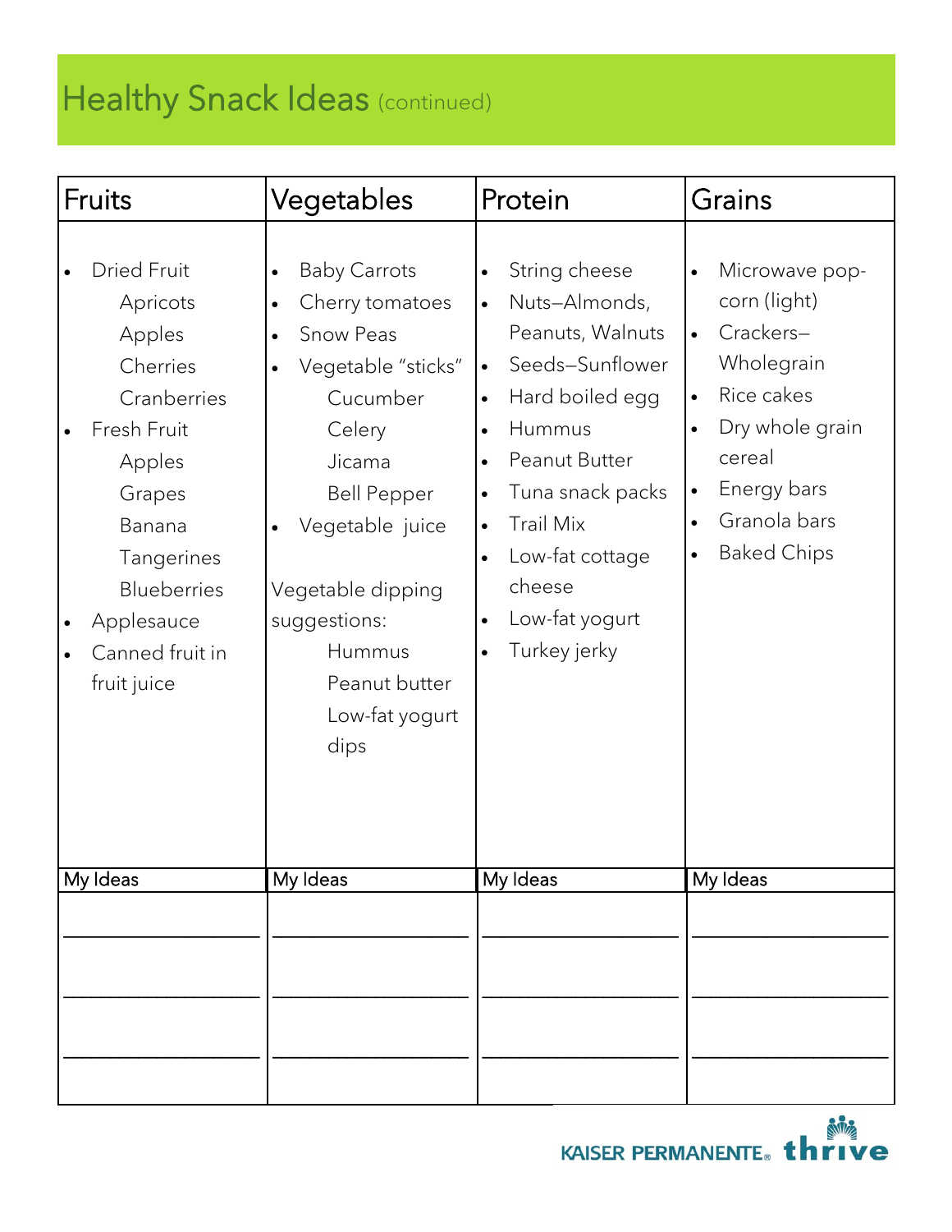# Healthy Snack Ideas (continued)

| Fruits | Vegetables | Protein | Grains |
|---|---|---|---|
| • Dried Fruit<br>Apricots<br>Apples<br>Cherries<br>Cranberries<br>• Fresh Fruit<br>Apples<br>Grapes<br>Banana<br>Tangerines<br>Blueberries<br>• Applesauce<br>• Canned fruit in fruit juice | • Baby Carrots<br>• Cherry tomatoes<br>• Snow Peas<br>• Vegetable "sticks"<br>Cucumber<br>Celery<br>Jicama<br>Bell Pepper<br>• Vegetable juice<br><br>Vegetable dipping suggestions:<br>Hummus<br>Peanut butter<br>Low-fat yogurt dips | • String cheese<br>• Nuts—Almonds, Peanuts, Walnuts<br>• Seeds—Sunflower<br>• Hard boiled egg<br>• Hummus<br>• Peanut Butter<br>• Tuna snack packs<br>• Trail Mix<br>• Low-fat cottage cheese<br>• Low-fat yogurt<br>• Turkey jerky | • Microwave pop-corn (light)<br>• Crackers—Wholegrain<br>• Rice cakes<br>• Dry whole grain cereal<br>• Energy bars<br>• Granola bars<br>• Baked Chips |
| My Ideas | My Ideas | My Ideas | My Ideas |
| ________________ | ________________ | ________________ | ________________ |
| ________________ | ________________ | ________________ | ________________ |
| ________________ | ________________ | ________________ | ________________ |

KAISER PERMANENTE® thrive